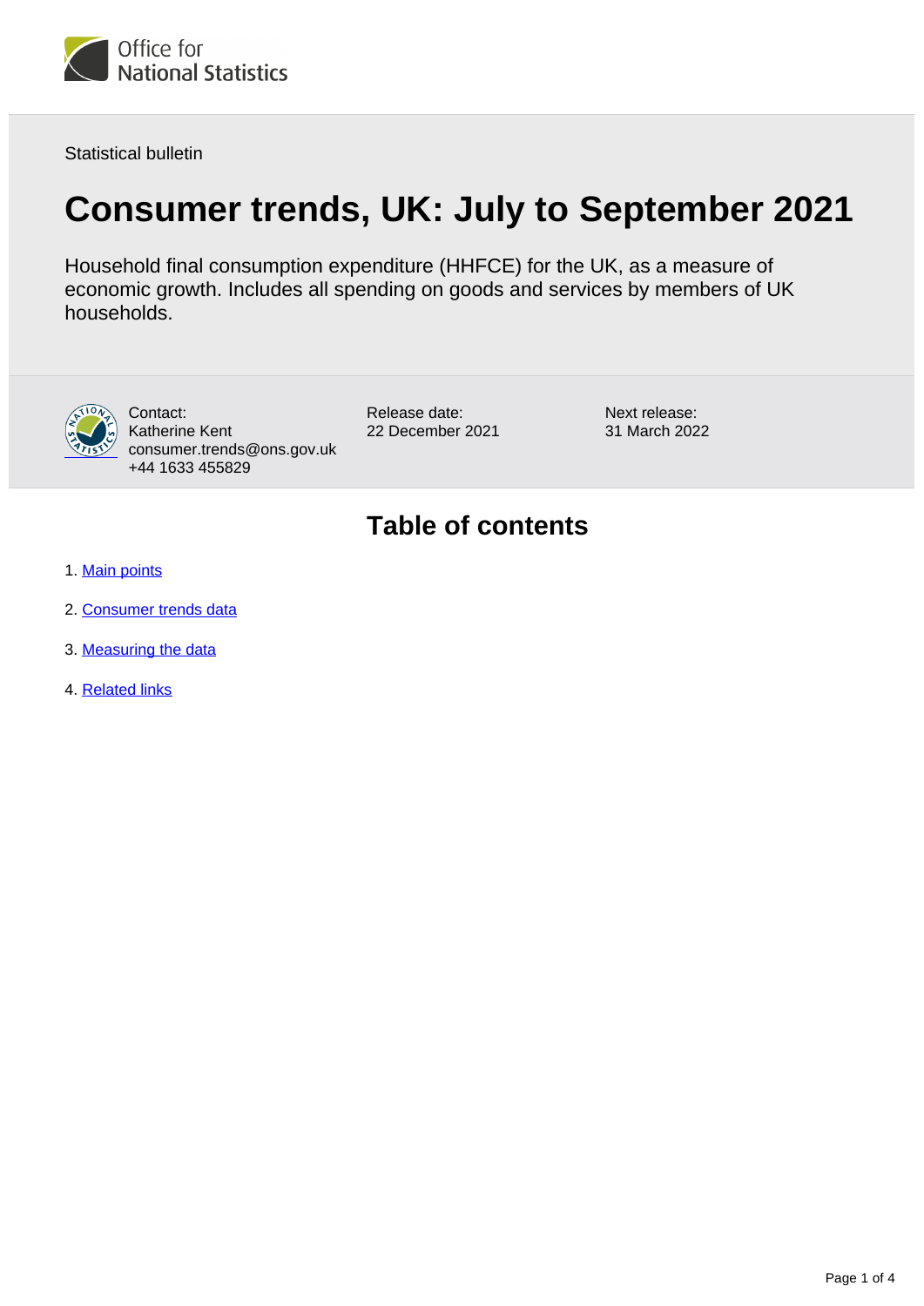Office for National Statistics

Statistical bulletin

# Consumer trends, UK: July to September 2021

Household final consumption expenditure (HHFCE) for the UK, as a measure of economic growth. Includes all spending on goods and services by members of UK households.

Contact:
Katherine Kent
consumer.trends@ons.gov.uk
+44 1633 455829

Release date:
22 December 2021

Next release:
31 March 2022

## Table of contents

1. Main points
2. Consumer trends data
3. Measuring the data
4. Related links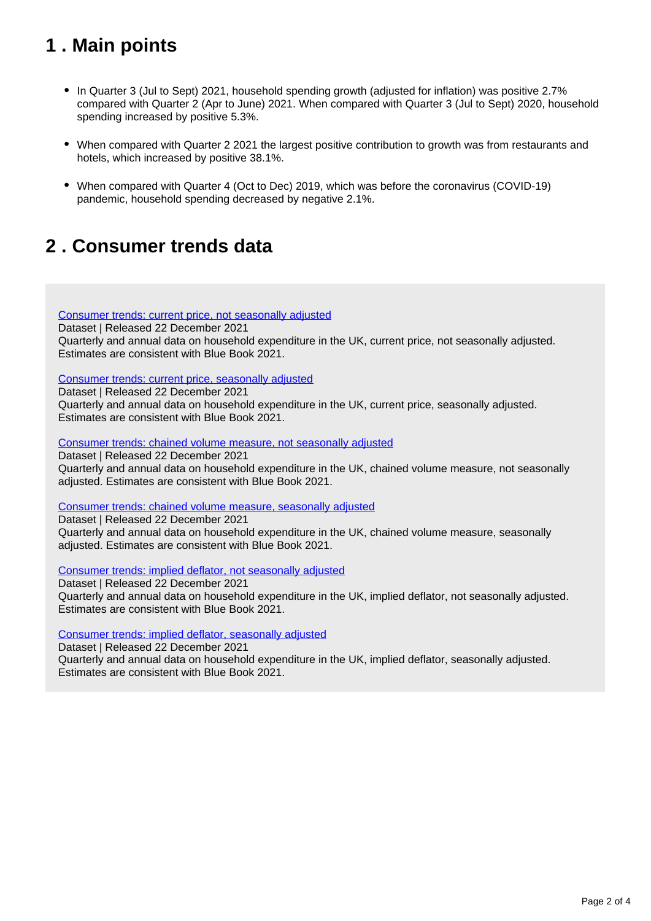## 1 . Main points

- In Quarter 3 (Jul to Sept) 2021, household spending growth (adjusted for inflation) was positive 2.7% compared with Quarter 2 (Apr to June) 2021. When compared with Quarter 3 (Jul to Sept) 2020, household spending increased by positive 5.3%.
- When compared with Quarter 2 2021 the largest positive contribution to growth was from restaurants and hotels, which increased by positive 38.1%.
- When compared with Quarter 4 (Oct to Dec) 2019, which was before the coronavirus (COVID-19) pandemic, household spending decreased by negative 2.1%.

## 2 . Consumer trends data

Consumer trends: current price, not seasonally adjusted
Dataset | Released 22 December 2021
Quarterly and annual data on household expenditure in the UK, current price, not seasonally adjusted. Estimates are consistent with Blue Book 2021.

Consumer trends: current price, seasonally adjusted
Dataset | Released 22 December 2021
Quarterly and annual data on household expenditure in the UK, current price, seasonally adjusted. Estimates are consistent with Blue Book 2021.

Consumer trends: chained volume measure, not seasonally adjusted
Dataset | Released 22 December 2021
Quarterly and annual data on household expenditure in the UK, chained volume measure, not seasonally adjusted. Estimates are consistent with Blue Book 2021.

Consumer trends: chained volume measure, seasonally adjusted
Dataset | Released 22 December 2021
Quarterly and annual data on household expenditure in the UK, chained volume measure, seasonally adjusted. Estimates are consistent with Blue Book 2021.

Consumer trends: implied deflator, not seasonally adjusted
Dataset | Released 22 December 2021
Quarterly and annual data on household expenditure in the UK, implied deflator, not seasonally adjusted. Estimates are consistent with Blue Book 2021.

Consumer trends: implied deflator, seasonally adjusted
Dataset | Released 22 December 2021
Quarterly and annual data on household expenditure in the UK, implied deflator, seasonally adjusted. Estimates are consistent with Blue Book 2021.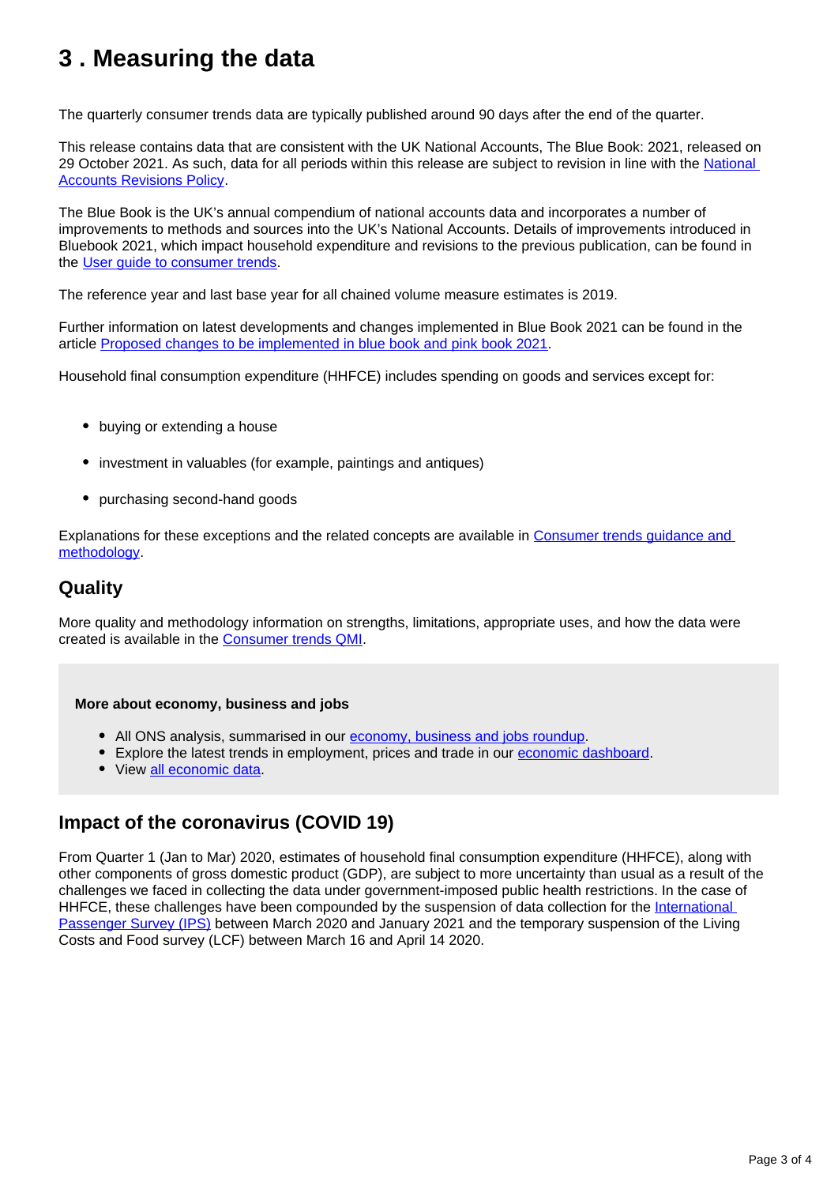# 3 . Measuring the data

The quarterly consumer trends data are typically published around 90 days after the end of the quarter.

This release contains data that are consistent with the UK National Accounts, The Blue Book: 2021, released on 29 October 2021. As such, data for all periods within this release are subject to revision in line with the National Accounts Revisions Policy.

The Blue Book is the UK's annual compendium of national accounts data and incorporates a number of improvements to methods and sources into the UK's National Accounts. Details of improvements introduced in Bluebook 2021, which impact household expenditure and revisions to the previous publication, can be found in the User guide to consumer trends.

The reference year and last base year for all chained volume measure estimates is 2019.

Further information on latest developments and changes implemented in Blue Book 2021 can be found in the article Proposed changes to be implemented in blue book and pink book 2021.

Household final consumption expenditure (HHFCE) includes spending on goods and services except for:

- buying or extending a house
- investment in valuables (for example, paintings and antiques)
- purchasing second-hand goods

Explanations for these exceptions and the related concepts are available in Consumer trends guidance and methodology.

## Quality

More quality and methodology information on strengths, limitations, appropriate uses, and how the data were created is available in the Consumer trends QMI.

**More about economy, business and jobs**

- All ONS analysis, summarised in our economy, business and jobs roundup.
- Explore the latest trends in employment, prices and trade in our economic dashboard.
- View all economic data.

## Impact of the coronavirus (COVID 19)

From Quarter 1 (Jan to Mar) 2020, estimates of household final consumption expenditure (HHFCE), along with other components of gross domestic product (GDP), are subject to more uncertainty than usual as a result of the challenges we faced in collecting the data under government-imposed public health restrictions. In the case of HHFCE, these challenges have been compounded by the suspension of data collection for the International Passenger Survey (IPS) between March 2020 and January 2021 and the temporary suspension of the Living Costs and Food survey (LCF) between March 16 and April 14 2020.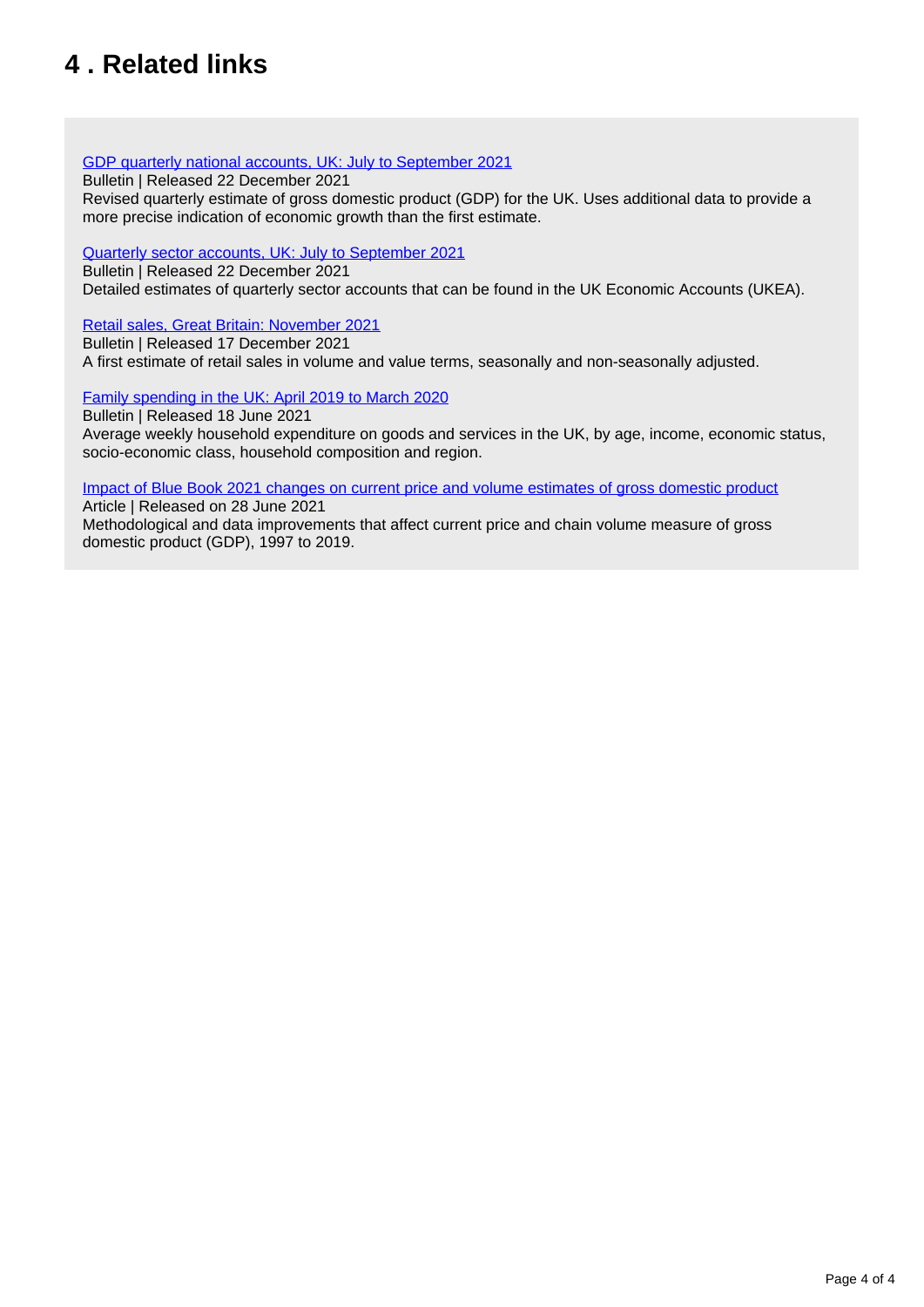## 4 . Related links

[GDP quarterly national accounts, UK: July to September 2021]  
Bulletin | Released 22 December 2021  
Revised quarterly estimate of gross domestic product (GDP) for the UK. Uses additional data to provide a more precise indication of economic growth than the first estimate.

[Quarterly sector accounts, UK: July to September 2021]  
Bulletin | Released 22 December 2021  
Detailed estimates of quarterly sector accounts that can be found in the UK Economic Accounts (UKEA).

[Retail sales, Great Britain: November 2021]  
Bulletin | Released 17 December 2021  
A first estimate of retail sales in volume and value terms, seasonally and non-seasonally adjusted.

[Family spending in the UK: April 2019 to March 2020]  
Bulletin | Released 18 June 2021  
Average weekly household expenditure on goods and services in the UK, by age, income, economic status, socio-economic class, household composition and region.

[Impact of Blue Book 2021 changes on current price and volume estimates of gross domestic product]  
Article | Released on 28 June 2021  
Methodological and data improvements that affect current price and chain volume measure of gross domestic product (GDP), 1997 to 2019.